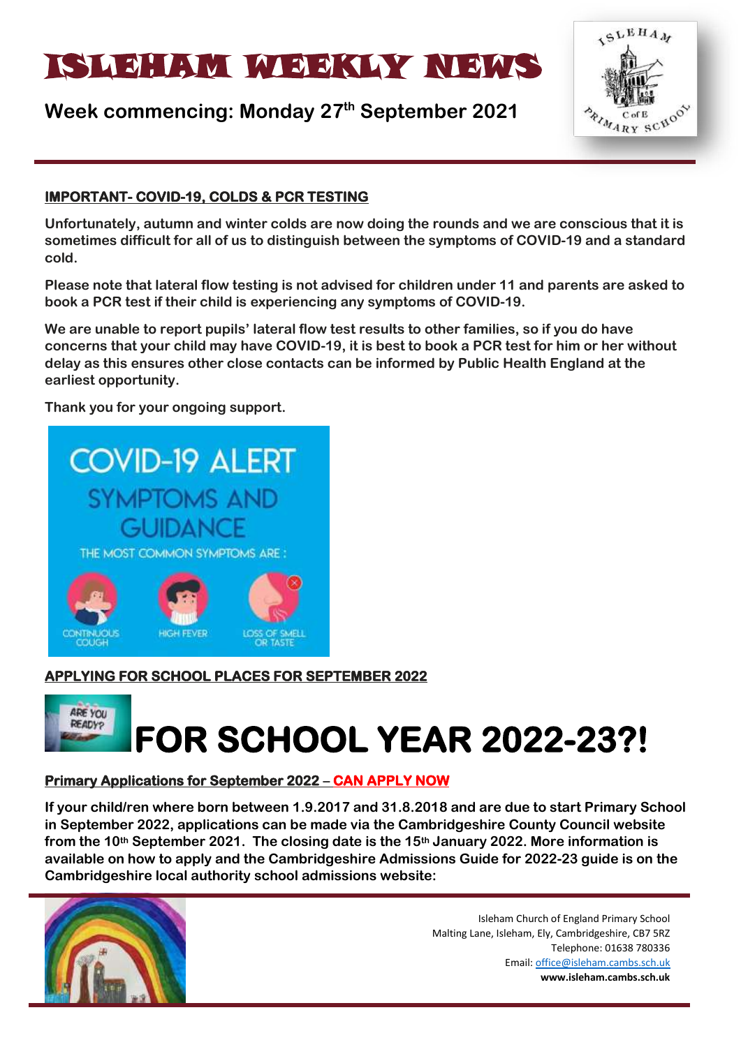# ISLEHAM WEEKLY NEWS

## Week commencing: Monday 27th September 2021

### IMPORTANT- COVID-19, COLDS & PCR TESTING

**Unfortunately, autumn and winter colds are now doing the rounds and we are conscious that it is sometimes difficult for all of us to distinguish between the symptoms of COVID-19 and a standard cold.**

**Please note that lateral flow testing is not advised for children under 11 and parents are asked to book a PCR test if their child is experiencing any symptoms of COVID-19.**

**We are unable to report pupils' lateral flow test results to other families, so if you do have concerns that your child may have COVID-19, it is best to book a PCR test for him or her without delay as this ensures other close contacts can be informed by Public Health England at the earliest opportunity.**

**Thank you for your ongoing support.**

COVID-19 ALERT

SYMPTOMS AND GUIDANCE

THE MOST COMMON SYMPTOMS ARE:

CONTINUOUS COUGH | HIGH FEVER | LOSS OF SMELL OR TASTE

### APPLYING FOR SCHOOL PLACES FOR SEPTEMBER 2022

ARE YOU READY?

# FOR SCHOOL YEAR 2022-23?!

### Primary Applications for September 2022 – CAN APPLY NOW

**If your child/ren where born between 1.9.2017 and 31.8.2018 and are due to start Primary School in September 2022, applications can be made via the Cambridgeshire County Council website from the 10th September 2021. The closing date is the 15th January 2022. More information is available on how to apply and the Cambridgeshire Admissions Guide for 2022-23 guide is on the Cambridgeshire local authority school admissions website:**

Isleham Church of England Primary School
Malting Lane, Isleham, Ely, Cambridgeshire, CB7 5RZ
Telephone: 01638 780336
Email: office@isleham.cambs.sch.uk
**www.isleham.cambs.sch.uk**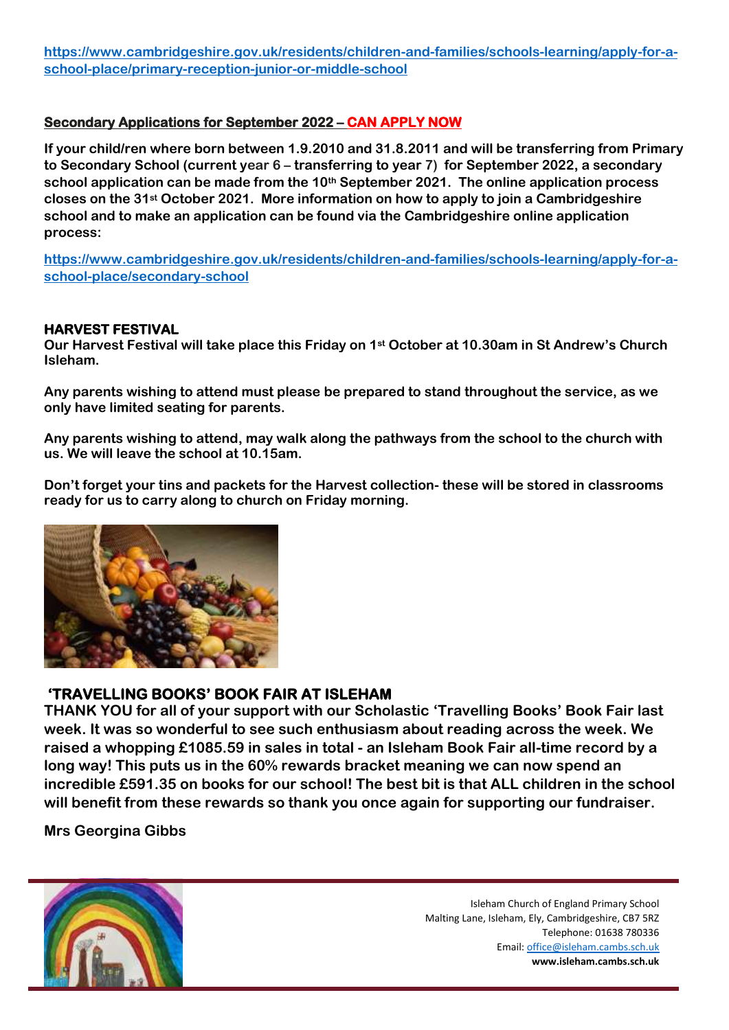[https://www.cambridgeshire.gov.uk/residents/children-and-families/schools-learning/apply-for-a-school-place/primary-reception-junior-or-middle-school](https://www.cambridgeshire.gov.uk/residents/children-and-families/schools-learning/apply-for-a-school-place/primary-reception-junior-or-middle-school)

**Secondary Applications for September 2022 – CAN APPLY NOW**

**If your child/ren where born between 1.9.2010 and 31.8.2011 and will be transferring from Primary to Secondary School (current year 6 – transferring to year 7) for September 2022, a secondary school application can be made from the 10th September 2021. The online application process closes on the 31st October 2021. More information on how to apply to join a Cambridgeshire school and to make an application can be found via the Cambridgeshire online application process:**

[https://www.cambridgeshire.gov.uk/residents/children-and-families/schools-learning/apply-for-a-school-place/secondary-school](https://www.cambridgeshire.gov.uk/residents/children-and-families/schools-learning/apply-for-a-school-place/secondary-school)

## HARVEST FESTIVAL

**Our Harvest Festival will take place this Friday on 1st October at 10.30am in St Andrew's Church Isleham.**

**Any parents wishing to attend must please be prepared to stand throughout the service, as we only have limited seating for parents.**

**Any parents wishing to attend, may walk along the pathways from the school to the church with us. We will leave the school at 10.15am.**

**Don't forget your tins and packets for the Harvest collection- these will be stored in classrooms ready for us to carry along to church on Friday morning.**

## 'TRAVELLING BOOKS' BOOK FAIR AT ISLEHAM

**THANK YOU for all of your support with our Scholastic 'Travelling Books' Book Fair last week. It was so wonderful to see such enthusiasm about reading across the week. We raised a whopping £1085.59 in sales in total - an Isleham Book Fair all-time record by a long way! This puts us in the 60% rewards bracket meaning we can now spend an incredible £591.35 on books for our school! The best bit is that ALL children in the school will benefit from these rewards so thank you once again for supporting our fundraiser.**

**Mrs Georgina Gibbs**

Isleham Church of England Primary School
Malting Lane, Isleham, Ely, Cambridgeshire, CB7 5RZ
Telephone: 01638 780336
Email: office@isleham.cambs.sch.uk
**www.isleham.cambs.sch.uk**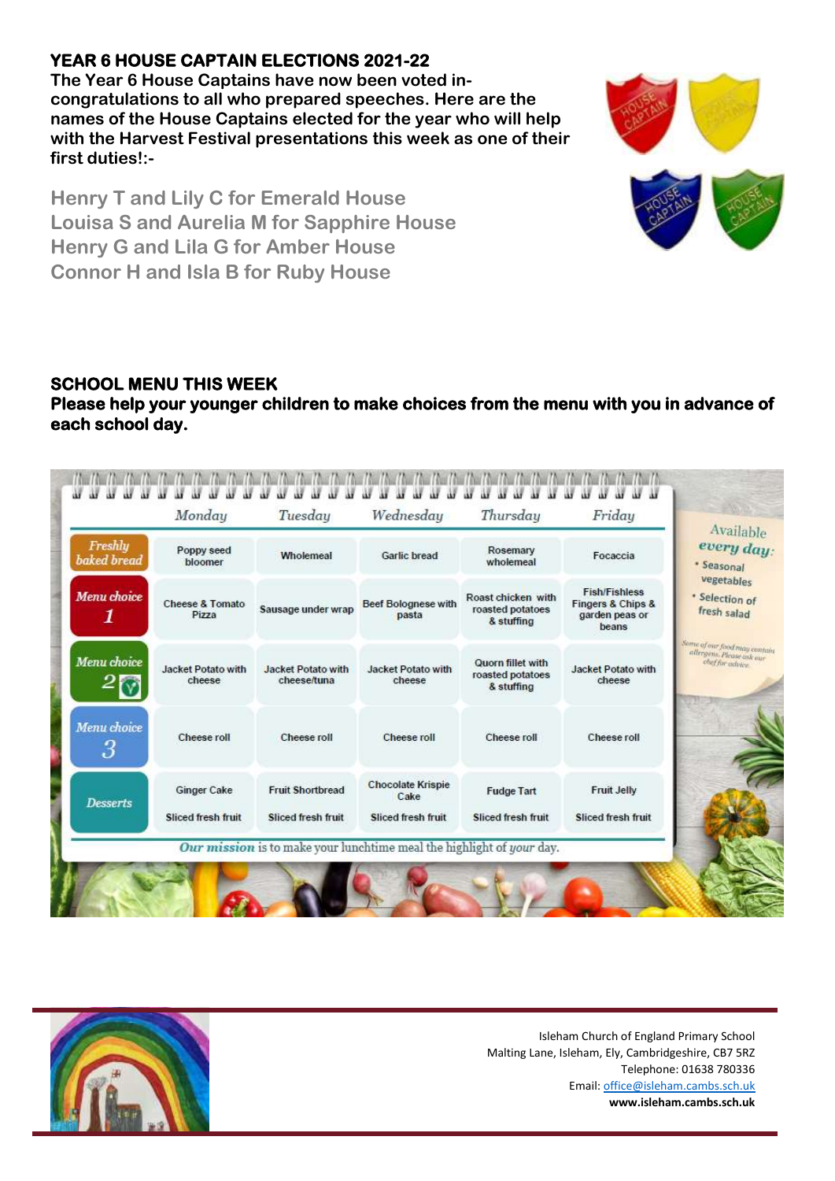## YEAR 6 HOUSE CAPTAIN ELECTIONS 2021-22

**The Year 6 House Captains have now been voted in- congratulations to all who prepared speeches. Here are the names of the House Captains elected for the year who will help with the Harvest Festival presentations this week as one of their first duties!:-**

**Henry T and Lily C for Emerald House**
**Louisa S and Aurelia M for Sapphire House**
**Henry G and Lila G for Amber House**
**Connor H and Isla B for Ruby House**

## SCHOOL MENU THIS WEEK

**Please help your younger children to make choices from the menu with you in advance of each school day.**

| | Monday | Tuesday | Wednesday | Thursday | Friday |
|---|---|---|---|---|---|
| Freshly baked bread | Poppy seed bloomer | Wholemeal | Garlic bread | Rosemary wholemeal | Focaccia |
| Menu choice 1 | Cheese & Tomato Pizza | Sausage under wrap | Beef Bolognese with pasta | Roast chicken with roasted potatoes & stuffing | Fish/Fishless Fingers & Chips & garden peas or beans |
| Menu choice 2 (V) | Jacket Potato with cheese | Jacket Potato with cheese/tuna | Jacket Potato with cheese | Quorn fillet with roasted potatoes & stuffing | Jacket Potato with cheese |
| Menu choice 3 | Cheese roll | Cheese roll | Cheese roll | Cheese roll | Cheese roll |
| Desserts | Ginger Cake<br>Sliced fresh fruit | Fruit Shortbread<br>Sliced fresh fruit | Chocolate Krispie Cake<br>Sliced fresh fruit | Fudge Tart<br>Sliced fresh fruit | Fruit Jelly<br>Sliced fresh fruit |

Available *every day*:
- Seasonal vegetables
- Selection of fresh salad

*Some of our food may contain allergens. Please ask our chef for advice.*

***Our mission*** is to make your lunchtime meal the highlight of *your* day.

Isleham Church of England Primary School
Malting Lane, Isleham, Ely, Cambridgeshire, CB7 5RZ
Telephone: 01638 780336
Email: office@isleham.cambs.sch.uk
**www.isleham.cambs.sch.uk**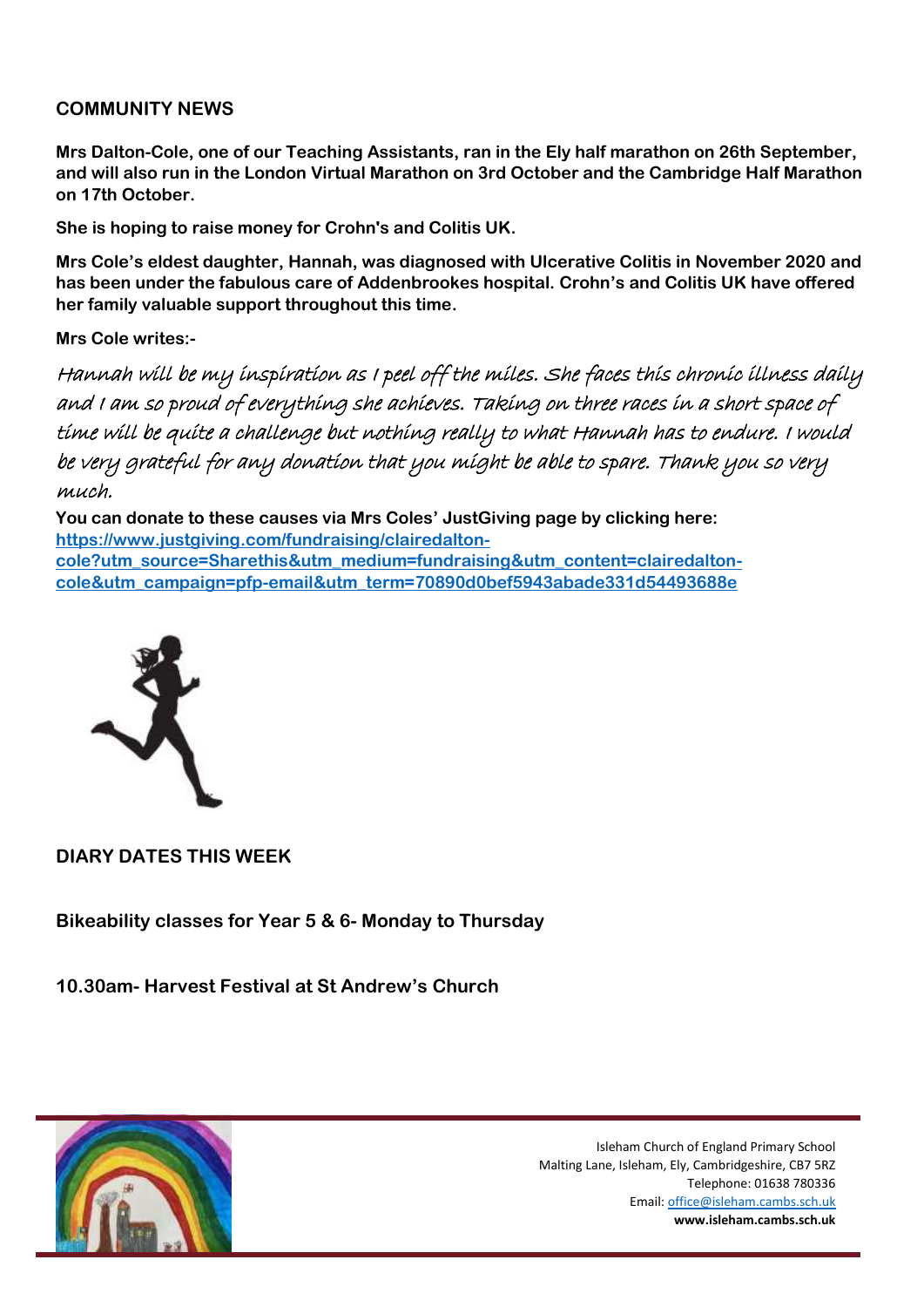## COMMUNITY NEWS

**Mrs Dalton-Cole, one of our Teaching Assistants, ran in the Ely half marathon on 26th September, and will also run in the London Virtual Marathon on 3rd October and the Cambridge Half Marathon on 17th October.**

**She is hoping to raise money for Crohn's and Colitis UK.**

**Mrs Cole's eldest daughter, Hannah, was diagnosed with Ulcerative Colitis in November 2020 and has been under the fabulous care of Addenbrookes hospital. Crohn's and Colitis UK have offered her family valuable support throughout this time.**

**Mrs Cole writes:-**

*Hannah will be my inspiration as I peel off the miles. She faces this chronic illness daily and I am so proud of everything she achieves. Taking on three races in a short space of time will be quite a challenge but nothing really to what Hannah has to endure. I would be very grateful for any donation that you might be able to spare. Thank you so very much.*

**You can donate to these causes via Mrs Coles' JustGiving page by clicking here:** **https://www.justgiving.com/fundraising/clairedalton-cole?utm_source=Sharethis&utm_medium=fundraising&utm_content=clairedalton-cole&utm_campaign=pfp-email&utm_term=70890d0bef5943abade331d54493688e**

## DIARY DATES THIS WEEK

**Bikeability classes for Year 5 & 6- Monday to Thursday**

**10.30am- Harvest Festival at St Andrew's Church**

Isleham Church of England Primary School
Malting Lane, Isleham, Ely, Cambridgeshire, CB7 5RZ
Telephone: 01638 780336
Email: office@isleham.cambs.sch.uk
**www.isleham.cambs.sch.uk**